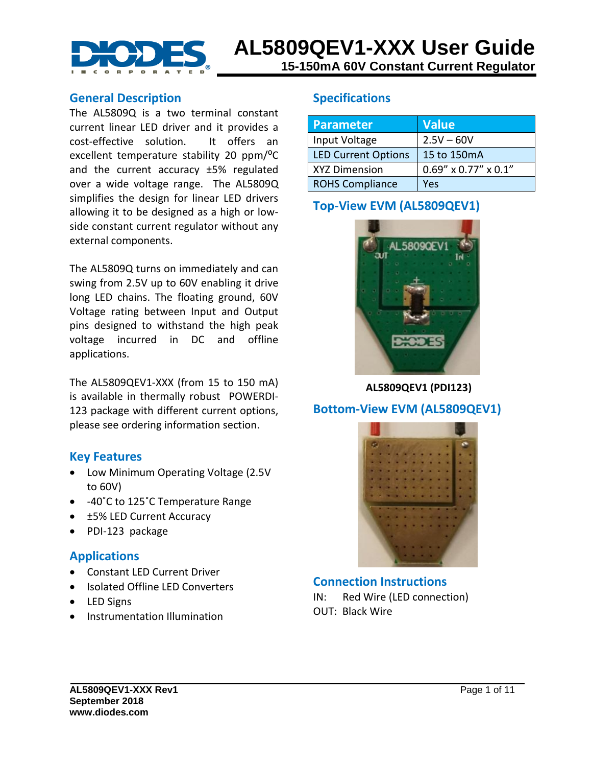# AL5809QEV1-XXX User Guide

## 15-150mA 60V Constant Current Regulator

## General Description

The AL5809Q is a two terminal constant current linear LED driver and it provides a cost-effective solution. It offers an excellent temperature stability 20 ppm/°C and the current accuracy ±5% regulated over a wide voltage range. The AL5809Q simplifies the design for linear LED drivers allowing it to be designed as a high or low-side constant current regulator without any external components.

The AL5809Q turns on immediately and can swing from 2.5V up to 60V enabling it drive long LED chains. The floating ground, 60V Voltage rating between Input and Output pins designed to withstand the high peak voltage incurred in DC and offline applications.

The AL5809QEV1-XXX (from 15 to 150 mA) is available in thermally robust POWERDI-123 package with different current options, please see ordering information section.

## Key Features

- Low Minimum Operating Voltage (2.5V to 60V)
- -40˚C to 125˚C Temperature Range
- ±5% LED Current Accuracy
- PDI-123 package

## Applications

- Constant LED Current Driver
- Isolated Offline LED Converters
- LED Signs
- Instrumentation Illumination

## Specifications

| Parameter | Value |
| --- | --- |
| Input Voltage | 2.5V – 60V |
| LED Current Options | 15 to 150mA |
| XYZ Dimension | 0.69" x 0.77" x 0.1" |
| ROHS Compliance | Yes |

## Top-View EVM (AL5809QEV1)

AL5809QEV1 (PDI123)

## Bottom-View EVM (AL5809QEV1)

## Connection Instructions

IN: Red Wire (LED connection)
OUT: Black Wire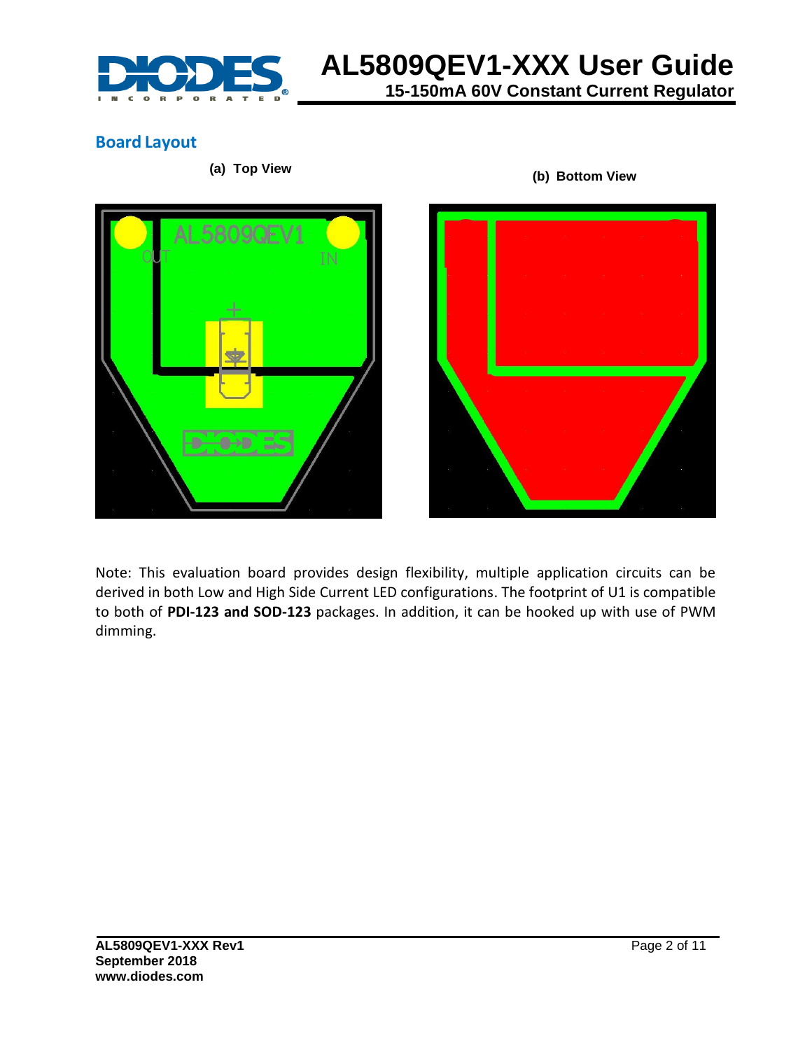## Board Layout

(a) Top View

(b) Bottom View

Note: This evaluation board provides design flexibility, multiple application circuits can be derived in both Low and High Side Current LED configurations. The footprint of U1 is compatible to both of **PDI-123 and SOD-123** packages. In addition, it can be hooked up with use of PWM dimming.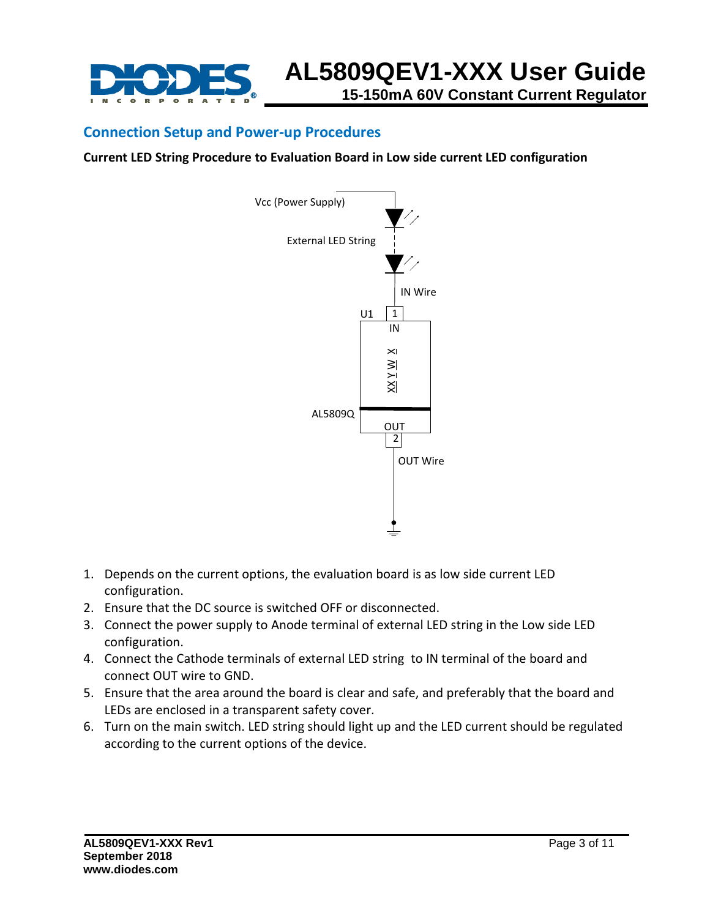## Connection Setup and Power-up Procedures

**Current LED String Procedure to Evaluation Board in Low side current LED configuration**

1. Depends on the current options, the evaluation board is as low side current LED configuration.
2. Ensure that the DC source is switched OFF or disconnected.
3. Connect the power supply to Anode terminal of external LED string in the Low side LED configuration.
4. Connect the Cathode terminals of external LED string  to IN terminal of the board and connect OUT wire to GND.
5. Ensure that the area around the board is clear and safe, and preferably that the board and LEDs are enclosed in a transparent safety cover.
6. Turn on the main switch. LED string should light up and the LED current should be regulated according to the current options of the device.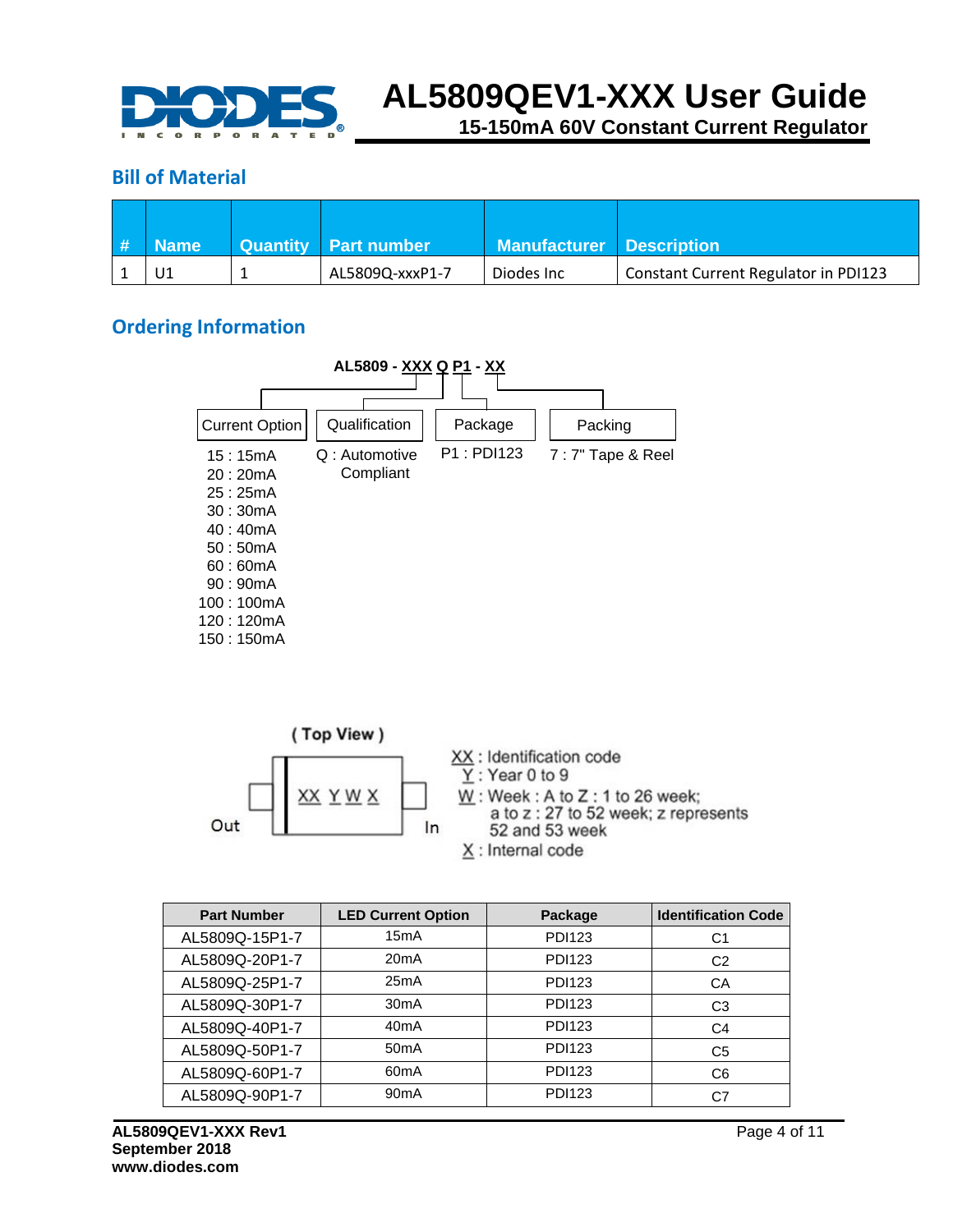## Bill of Material

| # | Name | Quantity | Part number | Manufacturer | Description |
|---|---|---|---|---|---|
| 1 | U1 | 1 | AL5809Q-xxxP1-7 | Diodes Inc | Constant Current Regulator in PDI123 |

## Ordering Information

**AL5809 - XXX Q P1 - XX**

| Current Option | Qualification | Package | Packing |
|---|---|---|---|
| 15 : 15mA | Q : Automotive Compliant | P1 : PDI123 | 7 : 7" Tape & Reel |
| 20 : 20mA | | | |
| 25 : 25mA | | | |
| 30 : 30mA | | | |
| 40 : 40mA | | | |
| 50 : 50mA | | | |
| 60 : 60mA | | | |
| 90 : 90mA | | | |
| 100 : 100mA | | | |
| 120 : 120mA | | | |
| 150 : 150mA | | | |

( Top View )

Out — XX Y W X — In

XX : Identification code
Y : Year 0 to 9
W : Week : A to Z : 1 to 26 week; a to z : 27 to 52 week; z represents 52 and 53 week
X : Internal code

| Part Number | LED Current Option | Package | Identification Code |
|---|---|---|---|
| AL5809Q-15P1-7 | 15mA | PDI123 | C1 |
| AL5809Q-20P1-7 | 20mA | PDI123 | C2 |
| AL5809Q-25P1-7 | 25mA | PDI123 | CA |
| AL5809Q-30P1-7 | 30mA | PDI123 | C3 |
| AL5809Q-40P1-7 | 40mA | PDI123 | C4 |
| AL5809Q-50P1-7 | 50mA | PDI123 | C5 |
| AL5809Q-60P1-7 | 60mA | PDI123 | C6 |
| AL5809Q-90P1-7 | 90mA | PDI123 | C7 |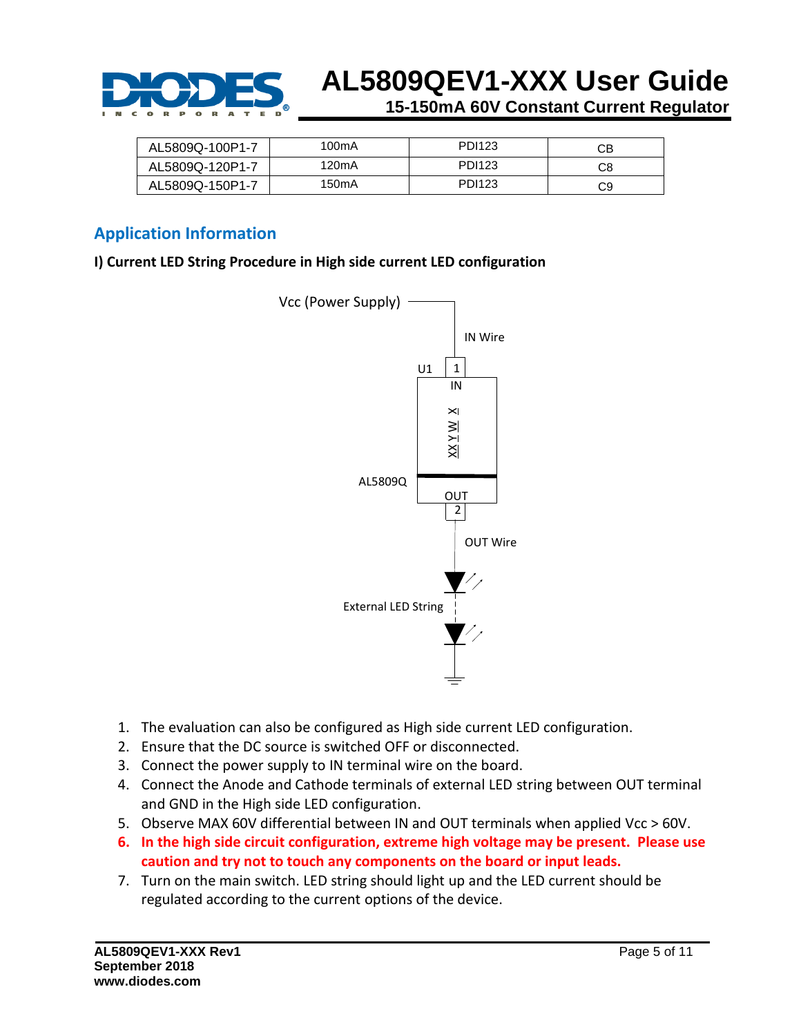| AL5809Q-100P1-7 | 100mA | PDI123 | CB |
|---|---|---|---|
| AL5809Q-120P1-7 | 120mA | PDI123 | C8 |
| AL5809Q-150P1-7 | 150mA | PDI123 | C9 |

## Application Information

**I) Current LED String Procedure in High side current LED configuration**

1. The evaluation can also be configured as High side current LED configuration.
2. Ensure that the DC source is switched OFF or disconnected.
3. Connect the power supply to IN terminal wire on the board.
4. Connect the Anode and Cathode terminals of external LED string between OUT terminal and GND in the High side LED configuration.
5. Observe MAX 60V differential between IN and OUT terminals when applied Vcc > 60V.
6. **In the high side circuit configuration, extreme high voltage may be present. Please use caution and try not to touch any components on the board or input leads.**
7. Turn on the main switch. LED string should light up and the LED current should be regulated according to the current options of the device.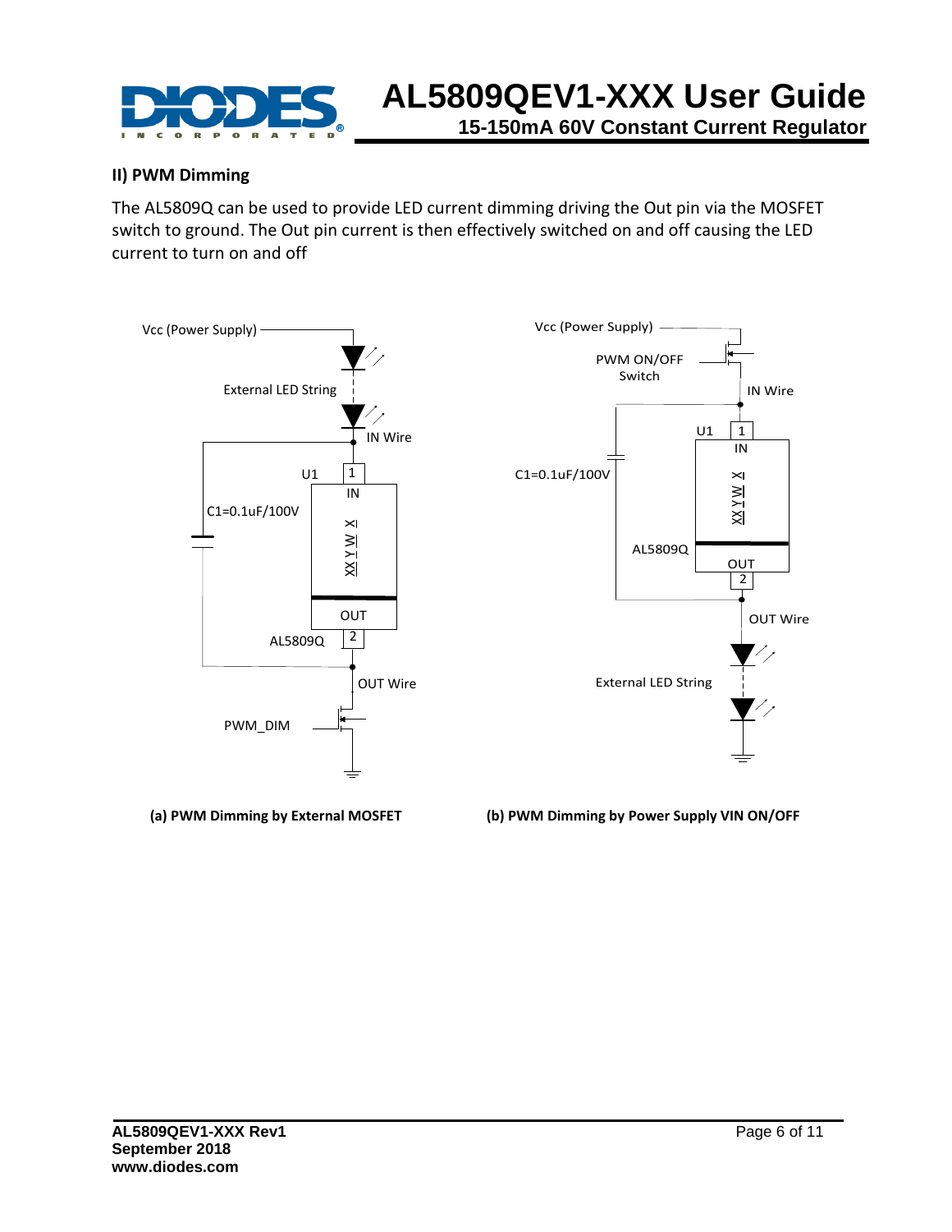### II) PWM Dimming

The AL5809Q can be used to provide LED current dimming driving the Out pin via the MOSFET switch to ground. The Out pin current is then effectively switched on and off causing the LED current to turn on and off

**(a) PWM Dimming by External MOSFET**

**(b) PWM Dimming by Power Supply VIN ON/OFF**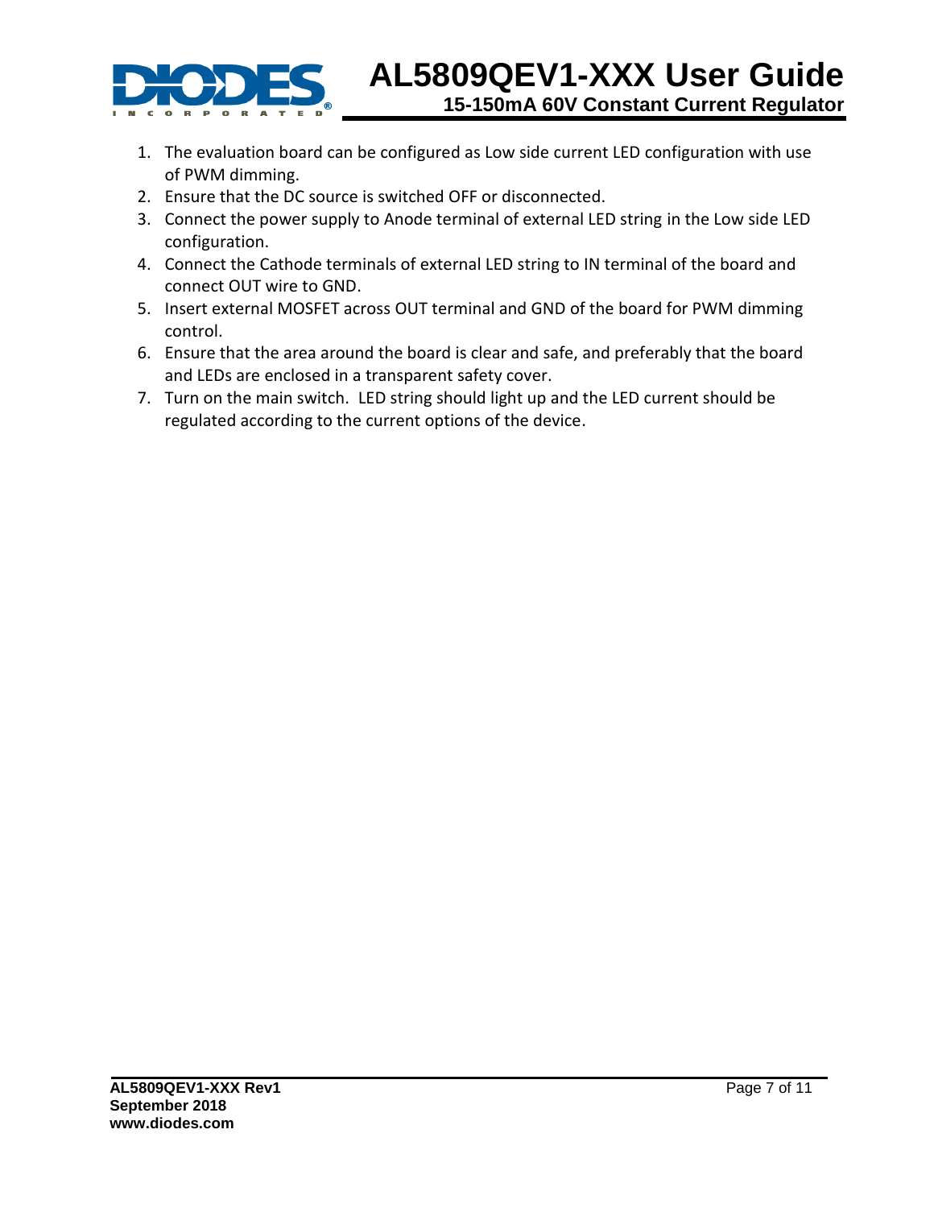1. The evaluation board can be configured as Low side current LED configuration with use of PWM dimming.
2. Ensure that the DC source is switched OFF or disconnected.
3. Connect the power supply to Anode terminal of external LED string in the Low side LED configuration.
4. Connect the Cathode terminals of external LED string to IN terminal of the board and connect OUT wire to GND.
5. Insert external MOSFET across OUT terminal and GND of the board for PWM dimming control.
6. Ensure that the area around the board is clear and safe, and preferably that the board and LEDs are enclosed in a transparent safety cover.
7. Turn on the main switch. LED string should light up and the LED current should be regulated according to the current options of the device.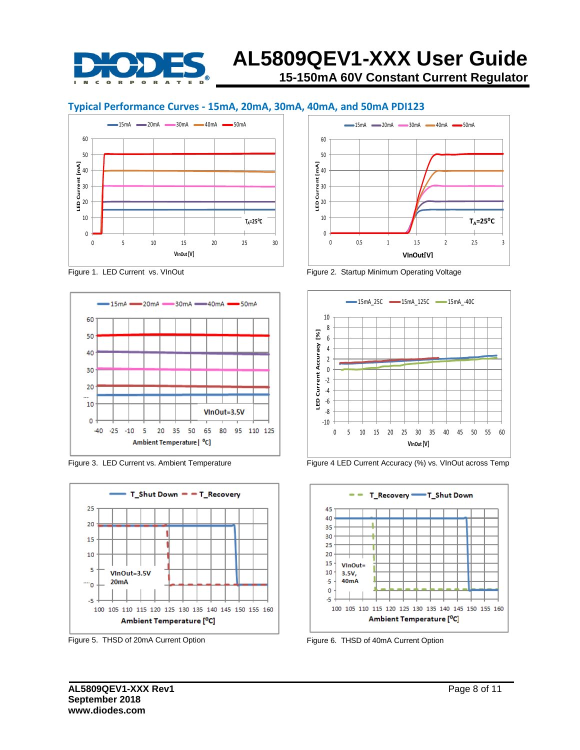## Typical Performance Curves - 15mA, 20mA, 30mA, 40mA, and 50mA PDI123

Figure 1. LED Current vs. VInOut

Figure 2. Startup Minimum Operating Voltage

Figure 3. LED Current vs. Ambient Temperature

Figure 4 LED Current Accuracy (%) vs. VInOut across Temp

Figure 5. THSD of 20mA Current Option

Figure 6. THSD of 40mA Current Option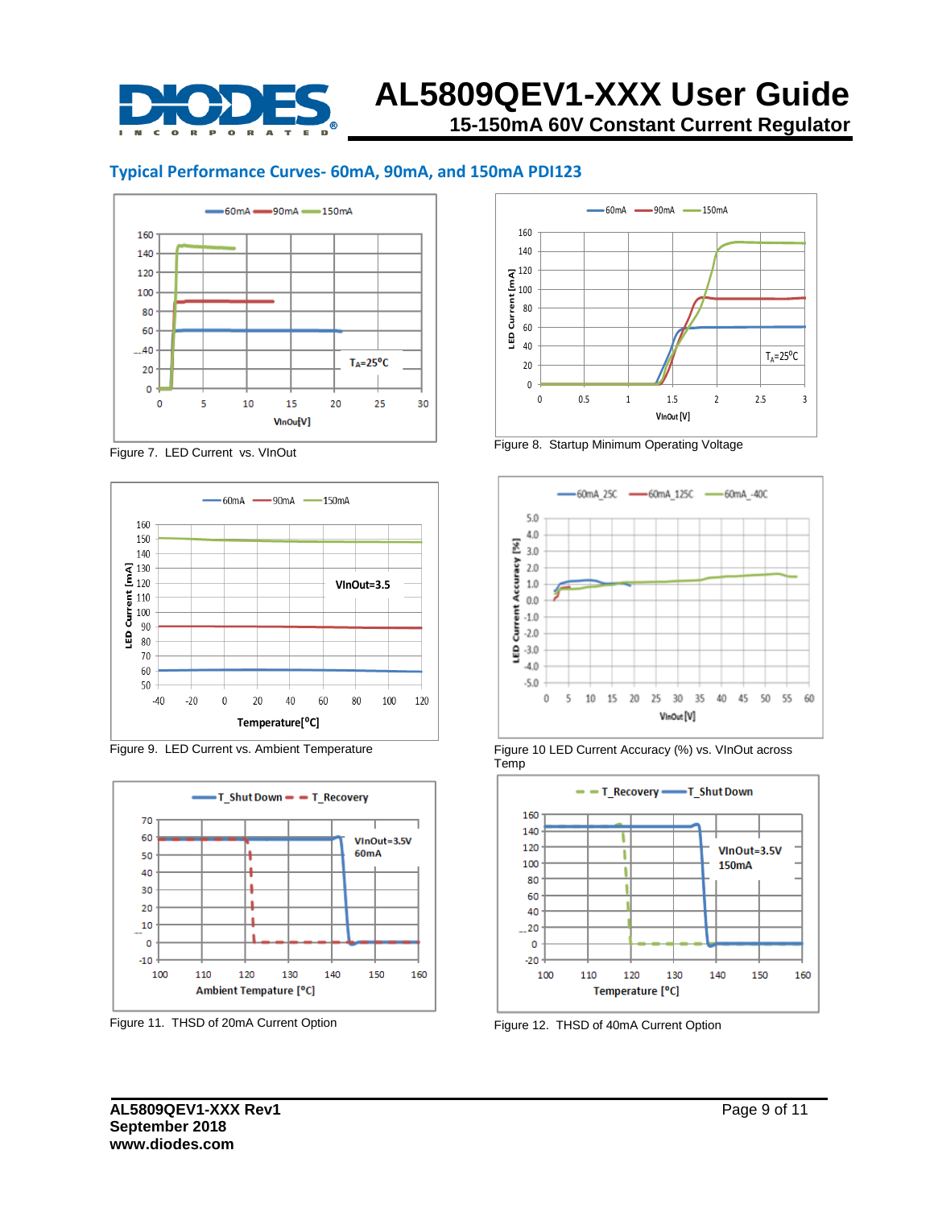## Typical Performance Curves- 60mA, 90mA, and 150mA PDI123

Figure 7. LED Current vs. VInOut

Figure 8. Startup Minimum Operating Voltage

Figure 9. LED Current vs. Ambient Temperature

Figure 10 LED Current Accuracy (%) vs. VInOut across Temp

Figure 11. THSD of 20mA Current Option

Figure 12. THSD of 40mA Current Option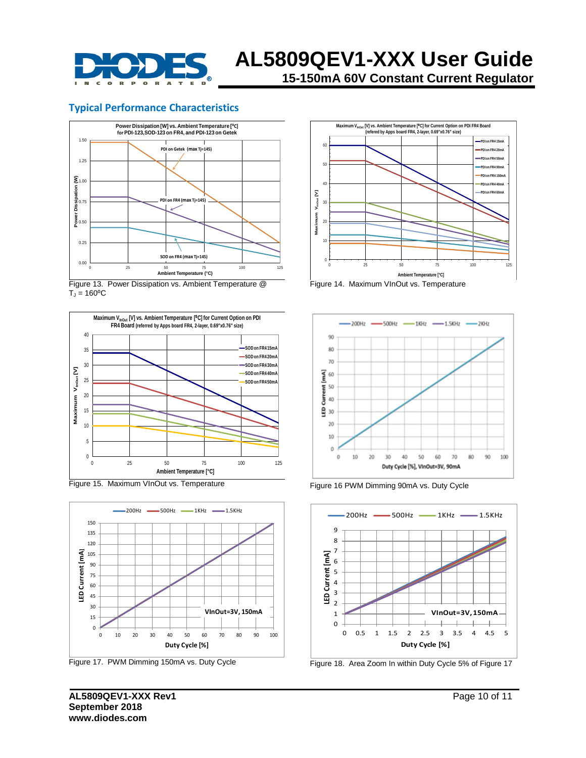## Typical Performance Characteristics

Figure 13. Power Dissipation vs. Ambient Temperature @ $T_J$ = 160ºC

Figure 14. Maximum VInOut vs. Temperature

Figure 15. Maximum VInOut vs. Temperature

Figure 16 PWM Dimming 90mA vs. Duty Cycle

Figure 17. PWM Dimming 150mA vs. Duty Cycle

Figure 18. Area Zoom In within Duty Cycle 5% of Figure 17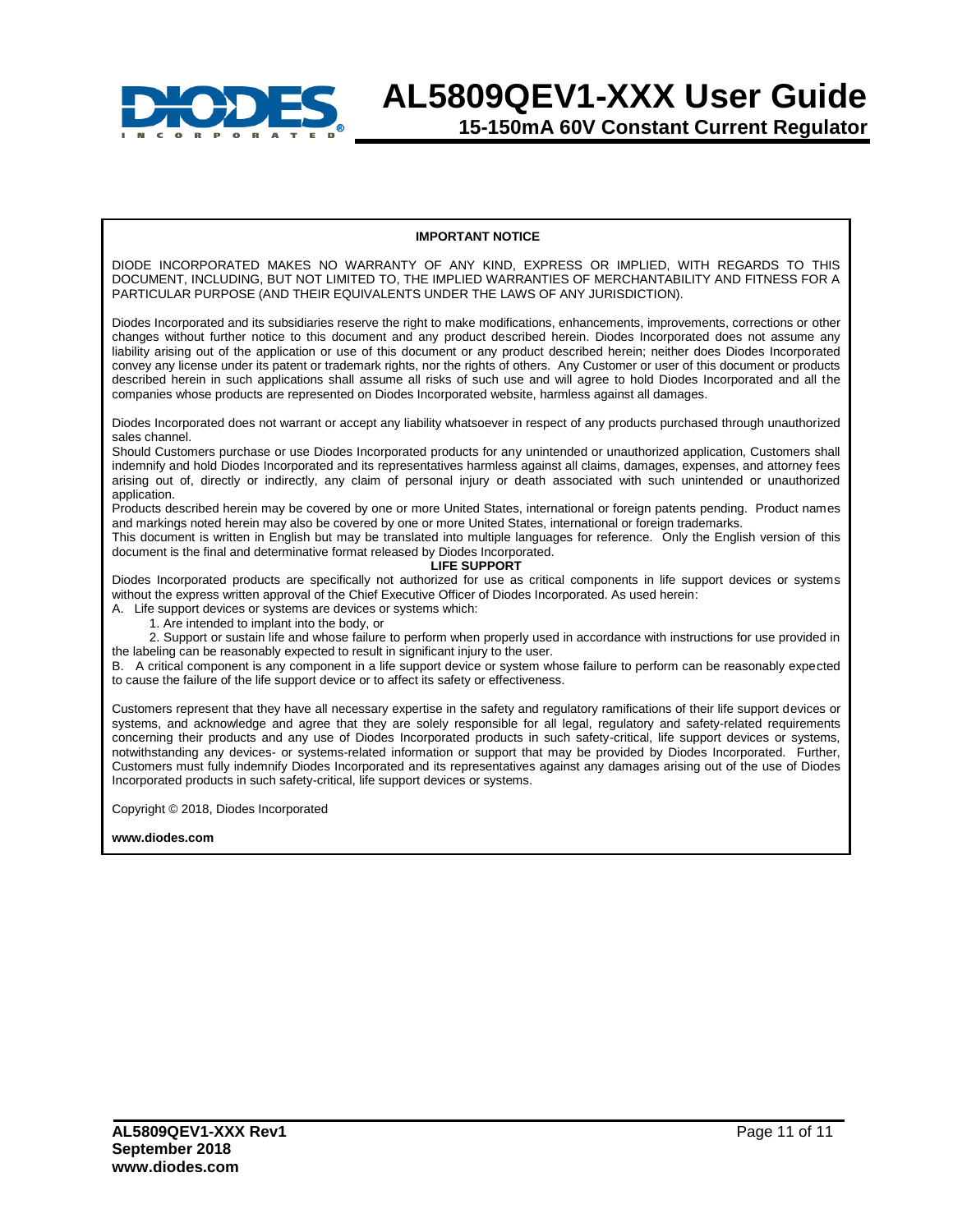**IMPORTANT NOTICE**

DIODE INCORPORATED MAKES NO WARRANTY OF ANY KIND, EXPRESS OR IMPLIED, WITH REGARDS TO THIS DOCUMENT, INCLUDING, BUT NOT LIMITED TO, THE IMPLIED WARRANTIES OF MERCHANTABILITY AND FITNESS FOR A PARTICULAR PURPOSE (AND THEIR EQUIVALENTS UNDER THE LAWS OF ANY JURISDICTION).

Diodes Incorporated and its subsidiaries reserve the right to make modifications, enhancements, improvements, corrections or other changes without further notice to this document and any product described herein. Diodes Incorporated does not assume any liability arising out of the application or use of this document or any product described herein; neither does Diodes Incorporated convey any license under its patent or trademark rights, nor the rights of others. Any Customer or user of this document or products described herein in such applications shall assume all risks of such use and will agree to hold Diodes Incorporated and all the companies whose products are represented on Diodes Incorporated website, harmless against all damages.

Diodes Incorporated does not warrant or accept any liability whatsoever in respect of any products purchased through unauthorized sales channel.
Should Customers purchase or use Diodes Incorporated products for any unintended or unauthorized application, Customers shall indemnify and hold Diodes Incorporated and its representatives harmless against all claims, damages, expenses, and attorney fees arising out of, directly or indirectly, any claim of personal injury or death associated with such unintended or unauthorized application.
Products described herein may be covered by one or more United States, international or foreign patents pending. Product names and markings noted herein may also be covered by one or more United States, international or foreign trademarks.
This document is written in English but may be translated into multiple languages for reference. Only the English version of this document is the final and determinative format released by Diodes Incorporated.

**LIFE SUPPORT**

Diodes Incorporated products are specifically not authorized for use as critical components in life support devices or systems without the express written approval of the Chief Executive Officer of Diodes Incorporated. As used herein:

A. Life support devices or systems are devices or systems which:
   1. Are intended to implant into the body, or
   2. Support or sustain life and whose failure to perform when properly used in accordance with instructions for use provided in the labeling can be reasonably expected to result in significant injury to the user.

B. A critical component is any component in a life support device or system whose failure to perform can be reasonably expected to cause the failure of the life support device or to affect its safety or effectiveness.

Customers represent that they have all necessary expertise in the safety and regulatory ramifications of their life support devices or systems, and acknowledge and agree that they are solely responsible for all legal, regulatory and safety-related requirements concerning their products and any use of Diodes Incorporated products in such safety-critical, life support devices or systems, notwithstanding any devices- or systems-related information or support that may be provided by Diodes Incorporated. Further, Customers must fully indemnify Diodes Incorporated and its representatives against any damages arising out of the use of Diodes Incorporated products in such safety-critical, life support devices or systems.

Copyright © 2018, Diodes Incorporated

**www.diodes.com**